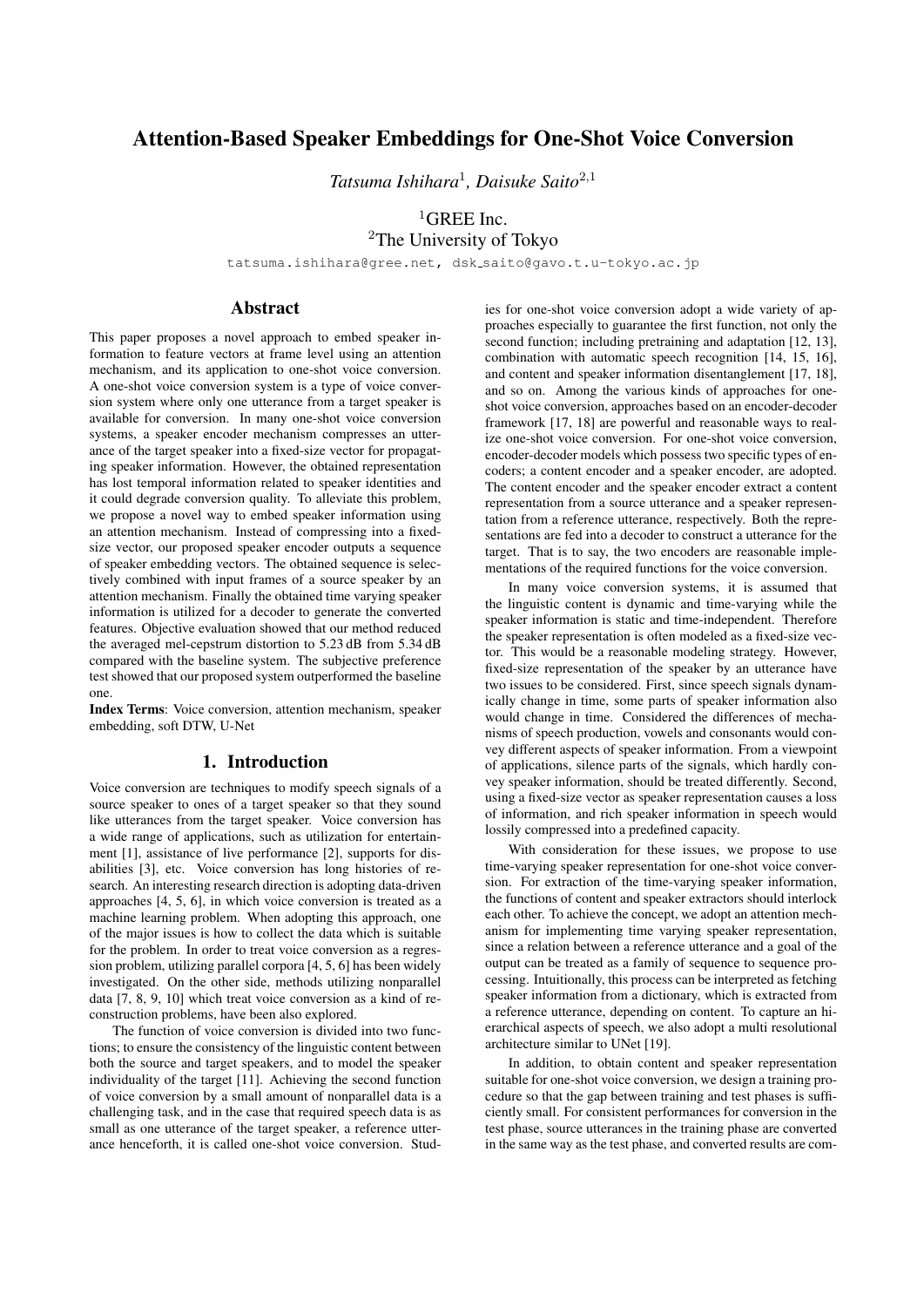# Attention-Based Speaker Embeddings for One-Shot Voice Conversion

*Tatsuma Ishihara*[1], *Daisuke Saito*[2,1]

[1]GREE Inc.
[2]The University of Tokyo

tatsuma.ishihara@gree.net, dsk_saito@gavo.t.u-tokyo.ac.jp

## Abstract

This paper proposes a novel approach to embed speaker information to feature vectors at frame level using an attention mechanism, and its application to one-shot voice conversion. A one-shot voice conversion system is a type of voice conversion system where only one utterance from a target speaker is available for conversion. In many one-shot voice conversion systems, a speaker encoder mechanism compresses an utterance of the target speaker into a fixed-size vector for propagating speaker information. However, the obtained representation has lost temporal information related to speaker identities and it could degrade conversion quality. To alleviate this problem, we propose a novel way to embed speaker information using an attention mechanism. Instead of compressing into a fixed-size vector, our proposed speaker encoder outputs a sequence of speaker embedding vectors. The obtained sequence is selectively combined with input frames of a source speaker by an attention mechanism. Finally the obtained time varying speaker information is utilized for a decoder to generate the converted features. Objective evaluation showed that our method reduced the averaged mel-cepstrum distortion to 5.23 dB from 5.34 dB compared with the baseline system. The subjective preference test showed that our proposed system outperformed the baseline one.

**Index Terms**: Voice conversion, attention mechanism, speaker embedding, soft DTW, U-Net

## 1. Introduction

Voice conversion are techniques to modify speech signals of a source speaker to ones of a target speaker so that they sound like utterances from the target speaker. Voice conversion has a wide range of applications, such as utilization for entertainment [1], assistance of live performance [2], supports for disabilities [3], etc. Voice conversion has long histories of research. An interesting research direction is adopting data-driven approaches [4, 5, 6], in which voice conversion is treated as a machine learning problem. When adopting this approach, one of the major issues is how to collect the data which is suitable for the problem. In order to treat voice conversion as a regression problem, utilizing parallel corpora [4, 5, 6] has been widely investigated. On the other side, methods utilizing nonparallel data [7, 8, 9, 10] which treat voice conversion as a kind of reconstruction problems, have been also explored.

The function of voice conversion is divided into two functions; to ensure the consistency of the linguistic content between both the source and target speakers, and to model the speaker individuality of the target [11]. Achieving the second function of voice conversion by a small amount of nonparallel data is a challenging task, and in the case that required speech data is as small as one utterance of the target speaker, a reference utterance henceforth, it is called one-shot voice conversion. Studies for one-shot voice conversion adopt a wide variety of approaches especially to guarantee the first function, not only the second function; including pretraining and adaptation [12, 13], combination with automatic speech recognition [14, 15, 16], and content and speaker information disentanglement [17, 18], and so on. Among the various kinds of approaches for one-shot voice conversion, approaches based on an encoder-decoder framework [17, 18] are powerful and reasonable ways to realize one-shot voice conversion. For one-shot voice conversion, encoder-decoder models which possess two specific types of encoders; a content encoder and a speaker encoder, are adopted. The content encoder and the speaker encoder extract a content representation from a source utterance and a speaker representation from a reference utterance, respectively. Both the representations are fed into a decoder to construct a utterance for the target. That is to say, the two encoders are reasonable implementations of the required functions for the voice conversion.

In many voice conversion systems, it is assumed that the linguistic content is dynamic and time-varying while the speaker information is static and time-independent. Therefore the speaker representation is often modeled as a fixed-size vector. This would be a reasonable modeling strategy. However, fixed-size representation of the speaker by an utterance have two issues to be considered. First, since speech signals dynamically change in time, some parts of speaker information also would change in time. Considered the differences of mechanisms of speech production, vowels and consonants would convey different aspects of speaker information. From a viewpoint of applications, silence parts of the signals, which hardly convey speaker information, should be treated differently. Second, using a fixed-size vector as speaker representation causes a loss of information, and rich speaker information in speech would lossily compressed into a predefined capacity.

With consideration for these issues, we propose to use time-varying speaker representation for one-shot voice conversion. For extraction of the time-varying speaker information, the functions of content and speaker extractors should interlock each other. To achieve the concept, we adopt an attention mechanism for implementing time varying speaker representation, since a relation between a reference utterance and a goal of the output can be treated as a family of sequence to sequence processing. Intuitionally, this process can be interpreted as fetching speaker information from a dictionary, which is extracted from a reference utterance, depending on content. To capture an hierarchical aspects of speech, we also adopt a multi resolutional architecture similar to UNet [19].

In addition, to obtain content and speaker representation suitable for one-shot voice conversion, we design a training procedure so that the gap between training and test phases is sufficiently small. For consistent performances for conversion in the test phase, source utterances in the training phase are converted in the same way as the test phase, and converted results are com-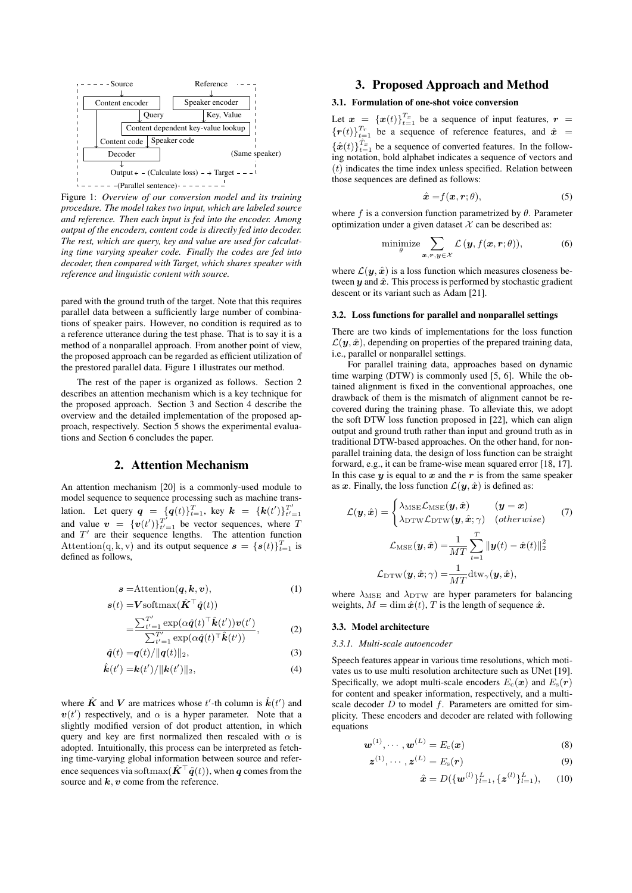Figure 1: *Overview of our conversion model and its training procedure. The model takes two input, which are labeled source and reference. Then each input is fed into the encoder. Among output of the encoders, content code is directly fed into decoder. The rest, which are query, key and value are used for calculating time varying speaker code. Finally the codes are fed into decoder, then compared with Target, which shares speaker with reference and linguistic content with source.*

pared with the ground truth of the target. Note that this requires parallel data between a sufficiently large number of combinations of speaker pairs. However, no condition is required as to a reference utterance during the test phase. That is to say it is a method of a nonparallel approach. From another point of view, the proposed approach can be regarded as efficient utilization of the prestored parallel data. Figure 1 illustrates our method.

The rest of the paper is organized as follows. Section 2 describes an attention mechanism which is a key technique for the proposed approach. Section 3 and Section 4 describe the overview and the detailed implementation of the proposed approach, respectively. Section 5 shows the experimental evaluations and Section 6 concludes the paper.

## 2. Attention Mechanism

An attention mechanism [20] is a commonly-used module to model sequence to sequence processing such as machine translation. Let query $\boldsymbol{q} = \{\boldsymbol{q}(t)\}_{t=1}^{T}$, key $\boldsymbol{k} = \{\boldsymbol{k}(t')\}_{t'=1}^{T'}$ and value $\boldsymbol{v} = \{\boldsymbol{v}(t')\}_{t'=1}^{T'}$ be vector sequences, where $T$ and $T'$ are their sequence lengths. The attention function $\mathrm{Attention}(\mathrm{q}, \mathrm{k}, \mathrm{v})$ and its output sequence $\boldsymbol{s} = \{\boldsymbol{s}(t)\}_{t=1}^{T}$ is defined as follows,

$$\boldsymbol{s} = \mathrm{Attention}(\boldsymbol{q}, \boldsymbol{k}, \boldsymbol{v}), \tag{1}$$

$$\boldsymbol{s}(t) = \boldsymbol{V}\mathrm{softmax}(\hat{\boldsymbol{K}}^{\top}\hat{\boldsymbol{q}}(t)) = \frac{\sum_{t'=1}^{T'}\exp(\alpha\hat{\boldsymbol{q}}(t)^{\top}\hat{\boldsymbol{k}}(t'))\boldsymbol{v}(t')}{\sum_{t'=1}^{T'}\exp(\alpha\hat{\boldsymbol{q}}(t)^{\top}\hat{\boldsymbol{k}}(t'))}, \tag{2}$$

$$\hat{\boldsymbol{q}}(t) = \boldsymbol{q}(t)/\|\boldsymbol{q}(t)\|_2, \tag{3}$$

$$\hat{\boldsymbol{k}}(t') = \boldsymbol{k}(t')/\|\boldsymbol{k}(t')\|_2, \tag{4}$$

where $\hat{\boldsymbol{K}}$ and $\boldsymbol{V}$ are matrices whose $t'$-th column is $\hat{\boldsymbol{k}}(t')$ and $\boldsymbol{v}(t')$ respectively, and $\alpha$ is a hyper parameter. Note that a slightly modified version of dot product attention, in which query and key are first normalized then rescaled with $\alpha$ is adopted. Intuitionally, this process can be interpreted as fetching time-varying global information between source and reference sequences via $\mathrm{softmax}(\hat{\boldsymbol{K}}^{\top}\hat{\boldsymbol{q}}(t))$, when $\boldsymbol{q}$ comes from the source and $\boldsymbol{k}, \boldsymbol{v}$ come from the reference.

## 3. Proposed Approach and Method

### 3.1. Formulation of one-shot voice conversion

Let $\boldsymbol{x} = \{\boldsymbol{x}(t)\}_{t=1}^{T_x}$ be a sequence of input features, $\boldsymbol{r} = \{\boldsymbol{r}(t)\}_{t=1}^{T_r}$ be a sequence of reference features, and $\hat{\boldsymbol{x}} = \{\hat{\boldsymbol{x}}(t)\}_{t=1}^{\hat{T}_x}$ be a sequence of converted features. In the following notation, bold alphabet indicates a sequence of vectors and $(t)$ indicates the time index unless specified. Relation between those sequences are defined as follows:

$$\hat{\boldsymbol{x}} = f(\boldsymbol{x}, \boldsymbol{r}; \theta), \tag{5}$$

where $f$ is a conversion function parametrized by $\theta$. Parameter optimization under a given dataset $\mathcal{X}$ can be described as:

$$\underset{\theta}{\mathrm{minimize}} \sum_{\boldsymbol{x},\boldsymbol{r},\boldsymbol{y}\in\mathcal{X}} \mathcal{L}\left(\boldsymbol{y}, f(\boldsymbol{x}, \boldsymbol{r}; \theta)\right), \tag{6}$$

where $\mathcal{L}(\boldsymbol{y}, \hat{\boldsymbol{x}})$ is a loss function which measures closeness between $\boldsymbol{y}$ and $\hat{\boldsymbol{x}}$. This process is performed by stochastic gradient descent or its variant such as Adam [21].

### 3.2. Loss functions for parallel and nonparallel settings

There are two kinds of implementations for the loss function $\mathcal{L}(\boldsymbol{y}, \hat{\boldsymbol{x}})$, depending on properties of the prepared training data, i.e., parallel or nonparallel settings.

For parallel training data, approaches based on dynamic time warping (DTW) is commonly used [5, 6]. While the obtained alignment is fixed in the conventional approaches, one drawback of them is the mismatch of alignment cannot be recovered during the training phase. To alleviate this, we adopt the soft DTW loss function proposed in [22], which can align output and ground truth rather than input and ground truth as in traditional DTW-based approaches. On the other hand, for nonparallel training data, the design of loss function can be straight forward, e.g., it can be frame-wise mean squared error [18, 17]. In this case $\boldsymbol{y}$ is equal to $\boldsymbol{x}$ and the $\boldsymbol{r}$ is from the same speaker as $\boldsymbol{x}$. Finally, the loss function $\mathcal{L}(\boldsymbol{y}, \hat{\boldsymbol{x}})$ is defined as:

$$\mathcal{L}(\boldsymbol{y}, \hat{\boldsymbol{x}}) = \begin{cases} \lambda_{\mathrm{MSE}}\mathcal{L}_{\mathrm{MSE}}(\boldsymbol{y}, \hat{\boldsymbol{x}}) & (\boldsymbol{y} = \boldsymbol{x}) \\ \lambda_{\mathrm{DTW}}\mathcal{L}_{\mathrm{DTW}}(\boldsymbol{y}, \hat{\boldsymbol{x}}; \gamma) & (otherwise) \end{cases} \tag{7}$$

$$\mathcal{L}_{\mathrm{MSE}}(\boldsymbol{y}, \hat{\boldsymbol{x}}) = \frac{1}{MT}\sum_{t=1}^{T}\|\boldsymbol{y}(t) - \hat{\boldsymbol{x}}(t)\|_2^2$$

$$\mathcal{L}_{\mathrm{DTW}}(\boldsymbol{y}, \hat{\boldsymbol{x}}; \gamma) = \frac{1}{MT}\mathrm{dtw}_{\gamma}(\boldsymbol{y}, \hat{\boldsymbol{x}}),$$

where $\lambda_{\mathrm{MSE}}$ and $\lambda_{\mathrm{DTW}}$ are hyper parameters for balancing weights, $M = \dim \hat{\boldsymbol{x}}(t)$, $T$ is the length of sequence $\hat{\boldsymbol{x}}$.

### 3.3. Model architecture

#### 3.3.1. Multi-scale autoencoder

Speech features appear in various time resolutions, which motivates us to use multi resolution architecture such as UNet [19]. Specifically, we adopt multi-scale encoders $E_{\mathrm{c}}(\boldsymbol{x})$ and $E_{\mathrm{s}}(\boldsymbol{r})$ for content and speaker information, respectively, and a multi-scale decoder $D$ to model $f$. Parameters are omitted for simplicity. These encoders and decoder are related with following equations

$$\boldsymbol{w}^{(1)}, \cdots, \boldsymbol{w}^{(L)} = E_{\mathrm{c}}(\boldsymbol{x}) \tag{8}$$

$$\boldsymbol{z}^{(1)}, \cdots, \boldsymbol{z}^{(L)} = E_{\mathrm{s}}(\boldsymbol{r}) \tag{9}$$

$$\hat{\boldsymbol{x}} = D(\{\boldsymbol{w}^{(l)}\}_{l=1}^{L}, \{\boldsymbol{z}^{(l)}\}_{l=1}^{L}), \tag{10}$$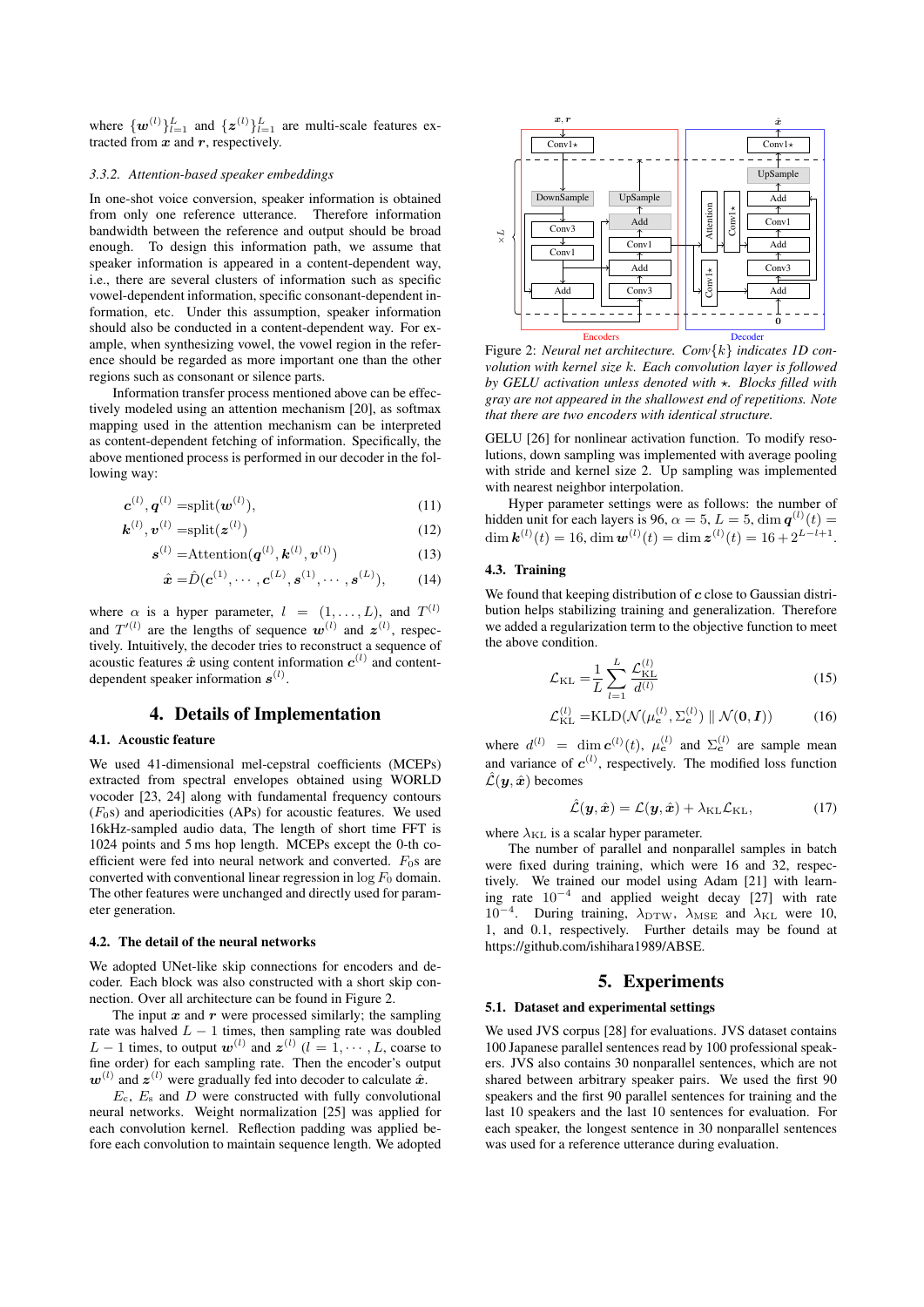where $\{\boldsymbol{w}^{(l)}\}_{l=1}^{L}$ and $\{\boldsymbol{z}^{(l)}\}_{l=1}^{L}$ are multi-scale features extracted from $\boldsymbol{x}$ and $\boldsymbol{r}$, respectively.

#### 3.3.2. Attention-based speaker embeddings

In one-shot voice conversion, speaker information is obtained from only one reference utterance. Therefore information bandwidth between the reference and output should be broad enough. To design this information path, we assume that speaker information is appeared in a content-dependent way, i.e., there are several clusters of information such as specific vowel-dependent information, specific consonant-dependent information, etc. Under this assumption, speaker information should also be conducted in a content-dependent way. For example, when synthesizing vowel, the vowel region in the reference should be regarded as more important one than the other regions such as consonant or silence parts.

Information transfer process mentioned above can be effectively modeled using an attention mechanism [20], as softmax mapping used in the attention mechanism can be interpreted as content-dependent fetching of information. Specifically, the above mentioned process is performed in our decoder in the following way:

$$\boldsymbol{c}^{(l)}, \boldsymbol{q}^{(l)} = \text{split}(\boldsymbol{w}^{(l)}), \tag{11}$$

$$\boldsymbol{k}^{(l)}, \boldsymbol{v}^{(l)} = \text{split}(\boldsymbol{z}^{(l)}) \tag{12}$$

$$\boldsymbol{s}^{(l)} = \text{Attention}(\boldsymbol{q}^{(l)}, \boldsymbol{k}^{(l)}, \boldsymbol{v}^{(l)}) \tag{13}$$

$$\hat{\boldsymbol{x}} = \hat{D}(\boldsymbol{c}^{(1)}, \cdots, \boldsymbol{c}^{(L)}, \boldsymbol{s}^{(1)}, \cdots, \boldsymbol{s}^{(L)}), \tag{14}$$

where $\alpha$ is a hyper parameter, $l = (1, \ldots, L)$, and $T^{(l)}$ and $T'^{(l)}$ are the lengths of sequence $\boldsymbol{w}^{(l)}$ and $\boldsymbol{z}^{(l)}$, respectively. Intuitively, the decoder tries to reconstruct a sequence of acoustic features $\hat{\boldsymbol{x}}$ using content information $\boldsymbol{c}^{(l)}$ and content-dependent speaker information $\boldsymbol{s}^{(l)}$.

## 4. Details of Implementation

### 4.1. Acoustic feature

We used 41-dimensional mel-cepstral coefficients (MCEPs) extracted from spectral envelopes obtained using WORLD vocoder [23, 24] along with fundamental frequency contours ($F_0$s) and aperiodicities (APs) for acoustic features. We used 16kHz-sampled audio data. The length of short time FFT is 1024 points and 5 ms hop length. MCEPs except the 0-th coefficient were fed into neural network and converted. $F_0$s are converted with conventional linear regression in $\log F_0$ domain. The other features were unchanged and directly used for parameter generation.

### 4.2. The detail of the neural networks

We adopted UNet-like skip connections for encoders and decoder. Each block was also constructed with a short skip connection. Over all architecture can be found in Figure 2.

The input $\boldsymbol{x}$ and $\boldsymbol{r}$ were processed similarly; the sampling rate was halved $L-1$ times, then sampling rate was doubled $L-1$ times, to output $\boldsymbol{w}^{(l)}$ and $\boldsymbol{z}^{(l)}$ ($l = 1, \cdots, L$, coarse to fine order) for each sampling rate. Then the encoder's output $\boldsymbol{w}^{(l)}$ and $\boldsymbol{z}^{(l)}$ were gradually fed into decoder to calculate $\hat{\boldsymbol{x}}$.

$E_c$, $E_s$ and $D$ were constructed with fully convolutional neural networks. Weight normalization [25] was applied for each convolution kernel. Reflection padding was applied before each convolution to maintain sequence length. We adopted GELU [26] for nonlinear activation function. To modify resolutions, down sampling was implemented with average pooling with stride and kernel size 2. Up sampling was implemented with nearest neighbor interpolation.

Figure 2: *Neural net architecture. Conv$\{k\}$ indicates 1D convolution with kernel size $k$. Each convolution layer is followed by GELU activation unless denoted with $\star$. Blocks filled with gray are not appeared in the shallowest end of repetitions. Note that there are two encoders with identical structure.*

Hyper parameter settings were as follows: the number of hidden unit for each layers is 96, $\alpha = 5$, $L = 5$, $\dim \boldsymbol{q}^{(l)}(t) = \dim \boldsymbol{k}^{(l)}(t) = 16$, $\dim \boldsymbol{w}^{(l)}(t) = \dim \boldsymbol{z}^{(l)}(t) = 16 + 2^{L-l+1}$.

### 4.3. Training

We found that keeping distribution of $\boldsymbol{c}$ close to Gaussian distribution helps stabilizing training and generalization. Therefore we added a regularization term to the objective function to meet the above condition.

$$\mathcal{L}_{\text{KL}} = \frac{1}{L} \sum_{l=1}^{L} \frac{\mathcal{L}_{\text{KL}}^{(l)}}{d^{(l)}} \tag{15}$$

$$\mathcal{L}_{\text{KL}}^{(l)} = \text{KLD}(\mathcal{N}(\mu_{\boldsymbol{c}}^{(l)}, \Sigma_{\boldsymbol{c}}^{(l)}) \parallel \mathcal{N}(\boldsymbol{0}, \boldsymbol{I})) \tag{16}$$

where $d^{(l)} = \dim \boldsymbol{c}^{(l)}(t)$, $\mu_{\boldsymbol{c}}^{(l)}$ and $\Sigma_{\boldsymbol{c}}^{(l)}$ are sample mean and variance of $\boldsymbol{c}^{(l)}$, respectively. The modified loss function $\hat{\mathcal{L}}(\boldsymbol{y}, \hat{\boldsymbol{x}})$ becomes

$$\hat{\mathcal{L}}(\boldsymbol{y}, \hat{\boldsymbol{x}}) = \mathcal{L}(\boldsymbol{y}, \hat{\boldsymbol{x}}) + \lambda_{\text{KL}} \mathcal{L}_{\text{KL}}, \tag{17}$$

where $\lambda_{\text{KL}}$ is a scalar hyper parameter.

The number of parallel and nonparallel samples in batch were fixed during training, which were 16 and 32, respectively. We trained our model using Adam [21] with learning rate $10^{-4}$ and applied weight decay [27] with rate $10^{-4}$. During training, $\lambda_{\text{DTW}}$, $\lambda_{\text{MSE}}$ and $\lambda_{\text{KL}}$ were 10, 1, and 0.1, respectively. Further details may be found at https://github.com/ishihara1989/ABSE.

## 5. Experiments

### 5.1. Dataset and experimental settings

We used JVS corpus [28] for evaluations. JVS dataset contains 100 Japanese parallel sentences read by 100 professional speakers. JVS also contains 30 nonparallel sentences, which are not shared between arbitrary speaker pairs. We used the first 90 speakers and the first 90 parallel sentences for training and the last 10 speakers and the last 10 sentences for evaluation. For each speaker, the longest sentence in 30 nonparallel sentences was used for a reference utterance during evaluation.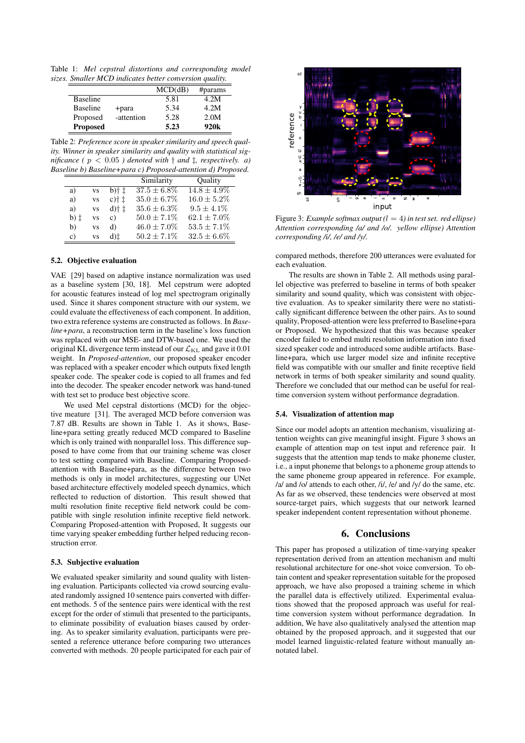Table 1: *Mel cepstral distortions and corresponding model sizes. Smaller MCD indicates better conversion quality.*

| | | MCD(dB) | #params |
|---|---|---|---|
| Baseline | | 5.81 | 4.2M |
| Baseline | +para | 5.34 | 4.2M |
| Proposed | -attention | 5.28 | 2.0M |
| **Proposed** | | **5.23** | **920k** |

Table 2: *Preference score in speaker similarity and speech quality. Winner in speaker similarity and quality with statistical significance ( $p < 0.05$ ) denoted with † and ‡, respectively. a) Baseline b) Baseline+para c) Proposed-attention d) Proposed.*

| | | | Similarity | Quality |
|---|---|---|---|---|
| a) | vs | b)† ‡ | $37.5 \pm 6.8\%$ | $14.8 \pm 4.9\%$ |
| a) | vs | c)† ‡ | $35.0 \pm 6.7\%$ | $16.0 \pm 5.2\%$ |
| a) | vs | d)† ‡ | $35.6 \pm 6.3\%$ | $9.5 \pm 4.1\%$ |
| b) ‡ | vs | c) | $50.0 \pm 7.1\%$ | $62.1 \pm 7.0\%$ |
| b) | vs | d) | $46.0 \pm 7.0\%$ | $53.5 \pm 7.1\%$ |
| c) | vs | d)‡ | $50.2 \pm 7.1\%$ | $32.5 \pm 6.6\%$ |

### 5.2. Objective evaluation

VAE [29] based on adaptive instance normalization was used as a baseline system [30, 18]. Mel cepstrum were adopted for acoustic features instead of log mel spectrogram originally used. Since it shares common component structure with our system, we could evaluate the effectiveness of each component. In addition, two extra reference systems are constructed as follows. In *Baseline+para*, a reconstruction term in the baseline's loss function was replaced with our MSE- and DTW-based one. We used the original KL divergence term instead of our $\mathcal{L}_{\mathrm{KL}}$ and gave it 0.01 weight. In *Proposed-attention*, our proposed speaker encoder was replaced with a speaker encoder which outputs fixed length speaker code. The speaker code is copied to all frames and fed into the decoder. The speaker encoder network was hand-tuned with test set to produce best objective score.

We used Mel cepstral distortions (MCD) for the objective meature [31]. The averaged MCD before conversion was 7.87 dB. Results are shown in Table 1. As it shows, Baseline+para setting greatly reduced MCD compared to Baseline which is only trained with nonparallel loss. This difference supposed to have come from that our training scheme was closer to test setting compared with Baseline. Comparing Proposed-attention with Baseline+para, as the difference between two methods is only in model architectures, suggesting our UNet based architecture effectively modeled speech dynamics, which reflected to reduction of distortion. This result showed that multi resolution finite receptive field network could be compatible with single resolution infinite receptive field network. Comparing Proposed-attention with Proposed, It suggests our time varying speaker embedding further helped reducing reconstruction error.

### 5.3. Subjective evaluation

We evaluated speaker similarity and sound quality with listening evaluation. Participants collected via crowd sourcing evaluated randomly assigned 10 sentence pairs converted with different methods. 5 of the sentence pairs were identical with the rest except for the order of stimuli that presented to the participants, to eliminate possibility of evaluation biases caused by ordering. As to speaker similarity evaluation, participants were presented a reference utterance before comparing two utterances converted with methods. 20 people participated for each pair of compared methods, therefore 200 utterances were evaluated for each evaluation.

The results are shown in Table 2. All methods using parallel objective was preferred to baseline in terms of both speaker similarity and sound quality, which was consistent with objective evaluation. As to speaker similarity there were no statistically significant difference between the other pairs. As to sound quality, Proposed-attention were less preferred to Baseline+para or Proposed. We hypothesized that this was because speaker encoder failed to embed multi resolution information into fixed sized speaker code and introduced some audible artifacts. Baseline+para, which use larger model size and infinite receptive field was compatible with our smaller and finite receptive field network in terms of both speaker similarity and sound quality. Therefore we concluded that our method can be useful for real-time conversion system without performance degradation.

Figure 3: *Example softmax output ($l = 4$) in test set. red ellipse) Attention corresponding /a/ and /o/. yellow ellipse) Attention corresponding /i/, /e/ and /y/.*

### 5.4. Visualization of attention map

Since our model adopts an attention mechanism, visualizing attention weights can give meaningful insight. Figure 3 shows an example of attention map on test input and reference pair. It suggests that the attention map tends to make phoneme cluster, i.e., a input phoneme that belongs to a phoneme group attends to the same phoneme group appeared in reference. For example, /a/ and /o/ attends to each other, /i/, /e/ and /y/ do the same, etc. As far as we observed, these tendencies were observed at most source-target pairs, which suggests that our network learned speaker independent content representation without phoneme.

## 6. Conclusions

This paper has proposed a utilization of time-varying speaker representation derived from an attention mechanism and multi resolutional architecture for one-shot voice conversion. To obtain content and speaker representation suitable for the proposed approach, we have also proposed a training scheme in which the parallel data is effectively utilized. Experimental evaluations showed that the proposed approach was useful for real-time conversion system without performance degradation. In addition, We have also qualitatively analysed the attention map obtained by the proposed approach, and it suggested that our model learned linguistic-related feature without manually annotated label.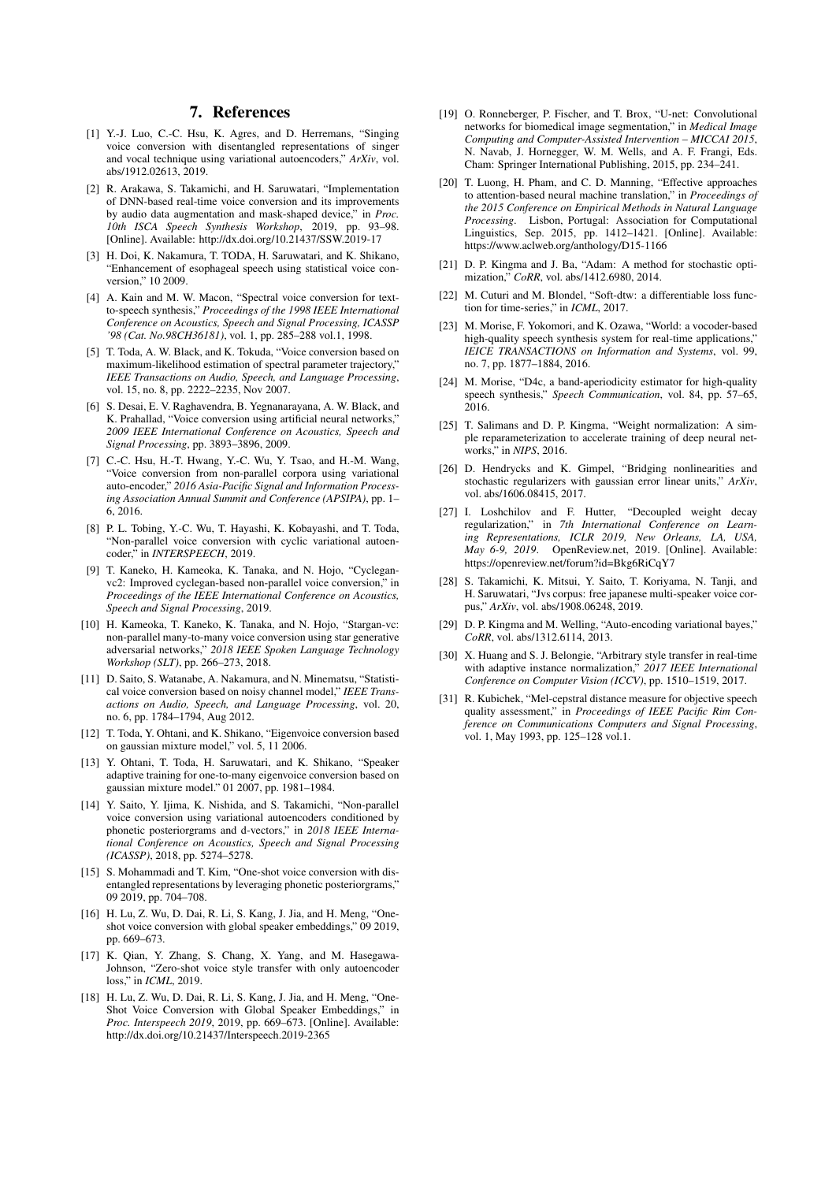# 7. References

[1] Y.-J. Luo, C.-C. Hsu, K. Agres, and D. Herremans, "Singing voice conversion with disentangled representations of singer and vocal technique using variational autoencoders," *ArXiv*, vol. abs/1912.02613, 2019.

[2] R. Arakawa, S. Takamichi, and H. Saruwatari, "Implementation of DNN-based real-time voice conversion and its improvements by audio data augmentation and mask-shaped device," in *Proc. 10th ISCA Speech Synthesis Workshop*, 2019, pp. 93–98. [Online]. Available: http://dx.doi.org/10.21437/SSW.2019-17

[3] H. Doi, K. Nakamura, T. TODA, H. Saruwatari, and K. Shikano, "Enhancement of esophageal speech using statistical voice conversion," 10 2009.

[4] A. Kain and M. W. Macon, "Spectral voice conversion for text-to-speech synthesis," *Proceedings of the 1998 IEEE International Conference on Acoustics, Speech and Signal Processing, ICASSP '98 (Cat. No.98CH36181)*, vol. 1, pp. 285–288 vol.1, 1998.

[5] T. Toda, A. W. Black, and K. Tokuda, "Voice conversion based on maximum-likelihood estimation of spectral parameter trajectory," *IEEE Transactions on Audio, Speech, and Language Processing*, vol. 15, no. 8, pp. 2222–2235, Nov 2007.

[6] S. Desai, E. V. Raghavendra, B. Yegnanarayana, A. W. Black, and K. Prahallad, "Voice conversion using artificial neural networks," *2009 IEEE International Conference on Acoustics, Speech and Signal Processing*, pp. 3893–3896, 2009.

[7] C.-C. Hsu, H.-T. Hwang, Y.-C. Wu, Y. Tsao, and H.-M. Wang, "Voice conversion from non-parallel corpora using variational auto-encoder," *2016 Asia-Pacific Signal and Information Processing Association Annual Summit and Conference (APSIPA)*, pp. 1–6, 2016.

[8] P. L. Tobing, Y.-C. Wu, T. Hayashi, K. Kobayashi, and T. Toda, "Non-parallel voice conversion with cyclic variational autoencoder," in *INTERSPEECH*, 2019.

[9] T. Kaneko, H. Kameoka, K. Tanaka, and N. Hojo, "Cyclegan-vc2: Improved cyclegan-based non-parallel voice conversion," in *Proceedings of the IEEE International Conference on Acoustics, Speech and Signal Processing*, 2019.

[10] H. Kameoka, T. Kaneko, K. Tanaka, and N. Hojo, "Stargan-vc: non-parallel many-to-many voice conversion using star generative adversarial networks," *2018 IEEE Spoken Language Technology Workshop (SLT)*, pp. 266–273, 2018.

[11] D. Saito, S. Watanabe, A. Nakamura, and N. Minematsu, "Statistical voice conversion based on noisy channel model," *IEEE Transactions on Audio, Speech, and Language Processing*, vol. 20, no. 6, pp. 1784–1794, Aug 2012.

[12] T. Toda, Y. Ohtani, and K. Shikano, "Eigenvoice conversion based on gaussian mixture model," vol. 5, 11 2006.

[13] Y. Ohtani, T. Toda, H. Saruwatari, and K. Shikano, "Speaker adaptive training for one-to-many eigenvoice conversion based on gaussian mixture model." 01 2007, pp. 1981–1984.

[14] Y. Saito, Y. Ijima, K. Nishida, and S. Takamichi, "Non-parallel voice conversion using variational autoencoders conditioned by phonetic posteriorgrams and d-vectors," in *2018 IEEE International Conference on Acoustics, Speech and Signal Processing (ICASSP)*, 2018, pp. 5274–5278.

[15] S. Mohammadi and T. Kim, "One-shot voice conversion with disentangled representations by leveraging phonetic posteriorgrams," 09 2019, pp. 704–708.

[16] H. Lu, Z. Wu, D. Dai, R. Li, S. Kang, J. Jia, and H. Meng, "One-shot voice conversion with global speaker embeddings," 09 2019, pp. 669–673.

[17] K. Qian, Y. Zhang, S. Chang, X. Yang, and M. Hasegawa-Johnson, "Zero-shot voice style transfer with only autoencoder loss," in *ICML*, 2019.

[18] H. Lu, Z. Wu, D. Dai, R. Li, S. Kang, J. Jia, and H. Meng, "One-Shot Voice Conversion with Global Speaker Embeddings," in *Proc. Interspeech 2019*, 2019, pp. 669–673. [Online]. Available: http://dx.doi.org/10.21437/Interspeech.2019-2365

[19] O. Ronneberger, P. Fischer, and T. Brox, "U-net: Convolutional networks for biomedical image segmentation," in *Medical Image Computing and Computer-Assisted Intervention – MICCAI 2015*, N. Navab, J. Hornegger, W. M. Wells, and A. F. Frangi, Eds. Cham: Springer International Publishing, 2015, pp. 234–241.

[20] T. Luong, H. Pham, and C. D. Manning, "Effective approaches to attention-based neural machine translation," in *Proceedings of the 2015 Conference on Empirical Methods in Natural Language Processing*. Lisbon, Portugal: Association for Computational Linguistics, Sep. 2015, pp. 1412–1421. [Online]. Available: https://www.aclweb.org/anthology/D15-1166

[21] D. P. Kingma and J. Ba, "Adam: A method for stochastic optimization," *CoRR*, vol. abs/1412.6980, 2014.

[22] M. Cuturi and M. Blondel, "Soft-dtw: a differentiable loss function for time-series," in *ICML*, 2017.

[23] M. Morise, F. Yokomori, and K. Ozawa, "World: a vocoder-based high-quality speech synthesis system for real-time applications," *IEICE TRANSACTIONS on Information and Systems*, vol. 99, no. 7, pp. 1877–1884, 2016.

[24] M. Morise, "D4c, a band-aperiodicity estimator for high-quality speech synthesis," *Speech Communication*, vol. 84, pp. 57–65, 2016.

[25] T. Salimans and D. P. Kingma, "Weight normalization: A simple reparameterization to accelerate training of deep neural networks," in *NIPS*, 2016.

[26] D. Hendrycks and K. Gimpel, "Bridging nonlinearities and stochastic regularizers with gaussian error linear units," *ArXiv*, vol. abs/1606.08415, 2017.

[27] I. Loshchilov and F. Hutter, "Decoupled weight decay regularization," in *7th International Conference on Learning Representations, ICLR 2019, New Orleans, LA, USA, May 6-9, 2019*. OpenReview.net, 2019. [Online]. Available: https://openreview.net/forum?id=Bkg6RiCqY7

[28] S. Takamichi, K. Mitsui, Y. Saito, T. Koriyama, N. Tanji, and H. Saruwatari, "Jvs corpus: free japanese multi-speaker voice corpus," *ArXiv*, vol. abs/1908.06248, 2019.

[29] D. P. Kingma and M. Welling, "Auto-encoding variational bayes," *CoRR*, vol. abs/1312.6114, 2013.

[30] X. Huang and S. J. Belongie, "Arbitrary style transfer in real-time with adaptive instance normalization," *2017 IEEE International Conference on Computer Vision (ICCV)*, pp. 1510–1519, 2017.

[31] R. Kubichek, "Mel-cepstral distance measure for objective speech quality assessment," in *Proceedings of IEEE Pacific Rim Conference on Communications Computers and Signal Processing*, vol. 1, May 1993, pp. 125–128 vol.1.